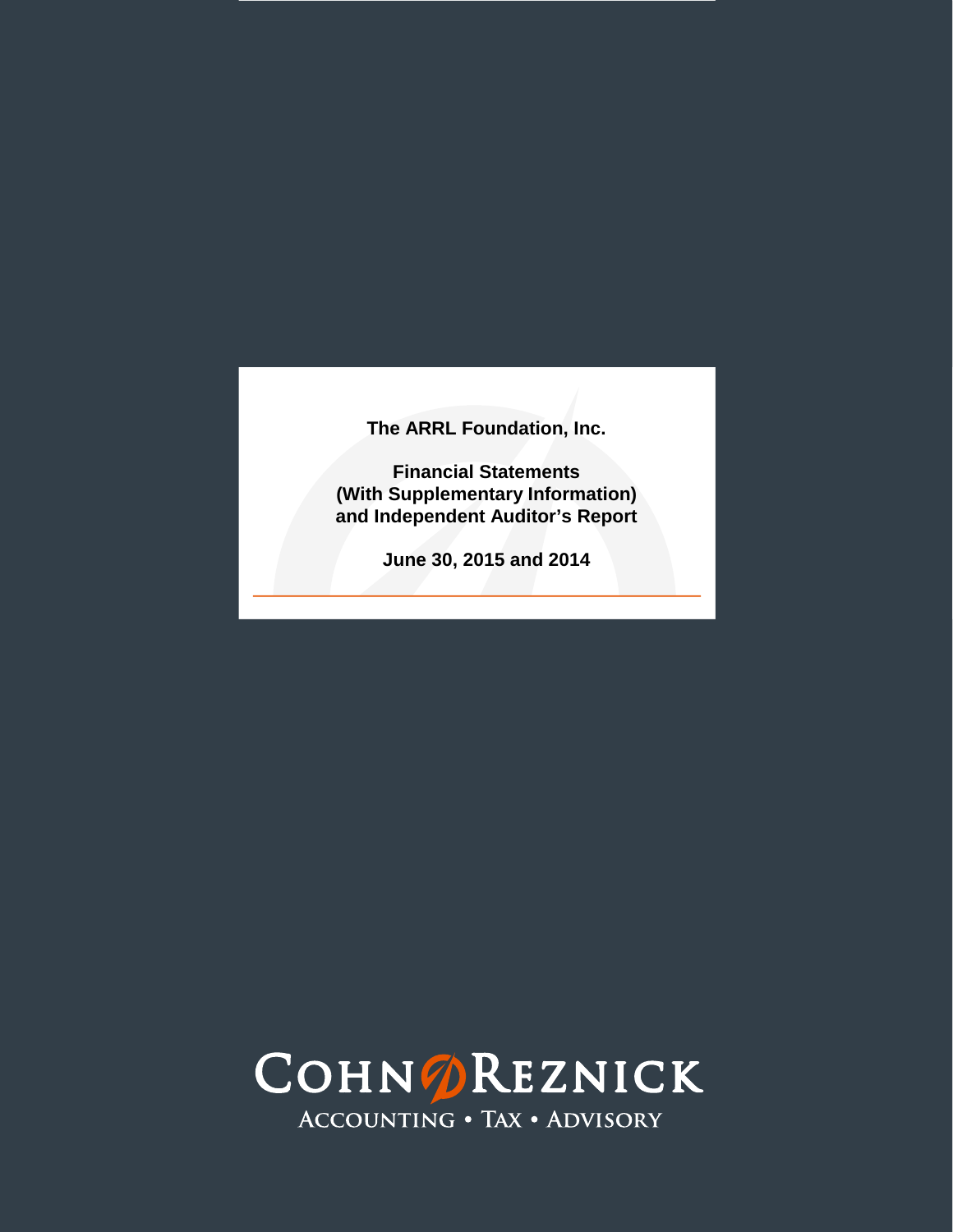# The ARRL Foundation, Inc.

## Financial Statements
## (With Supplementary Information)
## and Independent Auditor's Report

**June 30, 2015 and 2014**

COHNREZNICK
ACCOUNTING • TAX • ADVISORY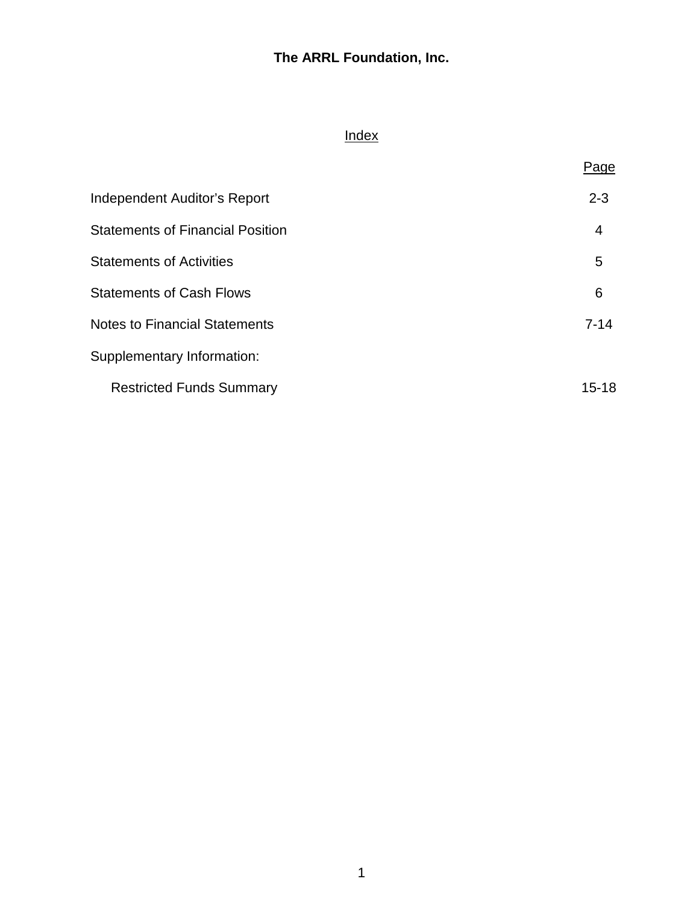# The ARRL Foundation, Inc.

## Index

| | Page |
|---|---|
| Independent Auditor's Report | 2-3 |
| Statements of Financial Position | 4 |
| Statements of Activities | 5 |
| Statements of Cash Flows | 6 |
| Notes to Financial Statements | 7-14 |
| Supplementary Information: | |
| Restricted Funds Summary | 15-18 |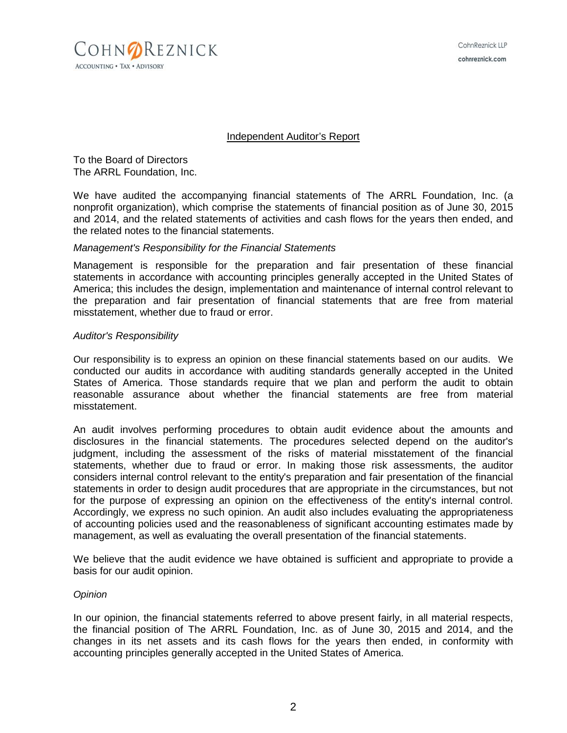COHNREZNICK
ACCOUNTING • TAX • ADVISORY

CohnReznick LLP
cohnreznick.com

## Independent Auditor's Report

To the Board of Directors
The ARRL Foundation, Inc.

We have audited the accompanying financial statements of The ARRL Foundation, Inc. (a nonprofit organization), which comprise the statements of financial position as of June 30, 2015 and 2014, and the related statements of activities and cash flows for the years then ended, and the related notes to the financial statements.

*Management's Responsibility for the Financial Statements*

Management is responsible for the preparation and fair presentation of these financial statements in accordance with accounting principles generally accepted in the United States of America; this includes the design, implementation and maintenance of internal control relevant to the preparation and fair presentation of financial statements that are free from material misstatement, whether due to fraud or error.

*Auditor's Responsibility*

Our responsibility is to express an opinion on these financial statements based on our audits. We conducted our audits in accordance with auditing standards generally accepted in the United States of America. Those standards require that we plan and perform the audit to obtain reasonable assurance about whether the financial statements are free from material misstatement.

An audit involves performing procedures to obtain audit evidence about the amounts and disclosures in the financial statements. The procedures selected depend on the auditor's judgment, including the assessment of the risks of material misstatement of the financial statements, whether due to fraud or error. In making those risk assessments, the auditor considers internal control relevant to the entity's preparation and fair presentation of the financial statements in order to design audit procedures that are appropriate in the circumstances, but not for the purpose of expressing an opinion on the effectiveness of the entity's internal control. Accordingly, we express no such opinion. An audit also includes evaluating the appropriateness of accounting policies used and the reasonableness of significant accounting estimates made by management, as well as evaluating the overall presentation of the financial statements.

We believe that the audit evidence we have obtained is sufficient and appropriate to provide a basis for our audit opinion.

*Opinion*

In our opinion, the financial statements referred to above present fairly, in all material respects, the financial position of The ARRL Foundation, Inc. as of June 30, 2015 and 2014, and the changes in its net assets and its cash flows for the years then ended, in conformity with accounting principles generally accepted in the United States of America.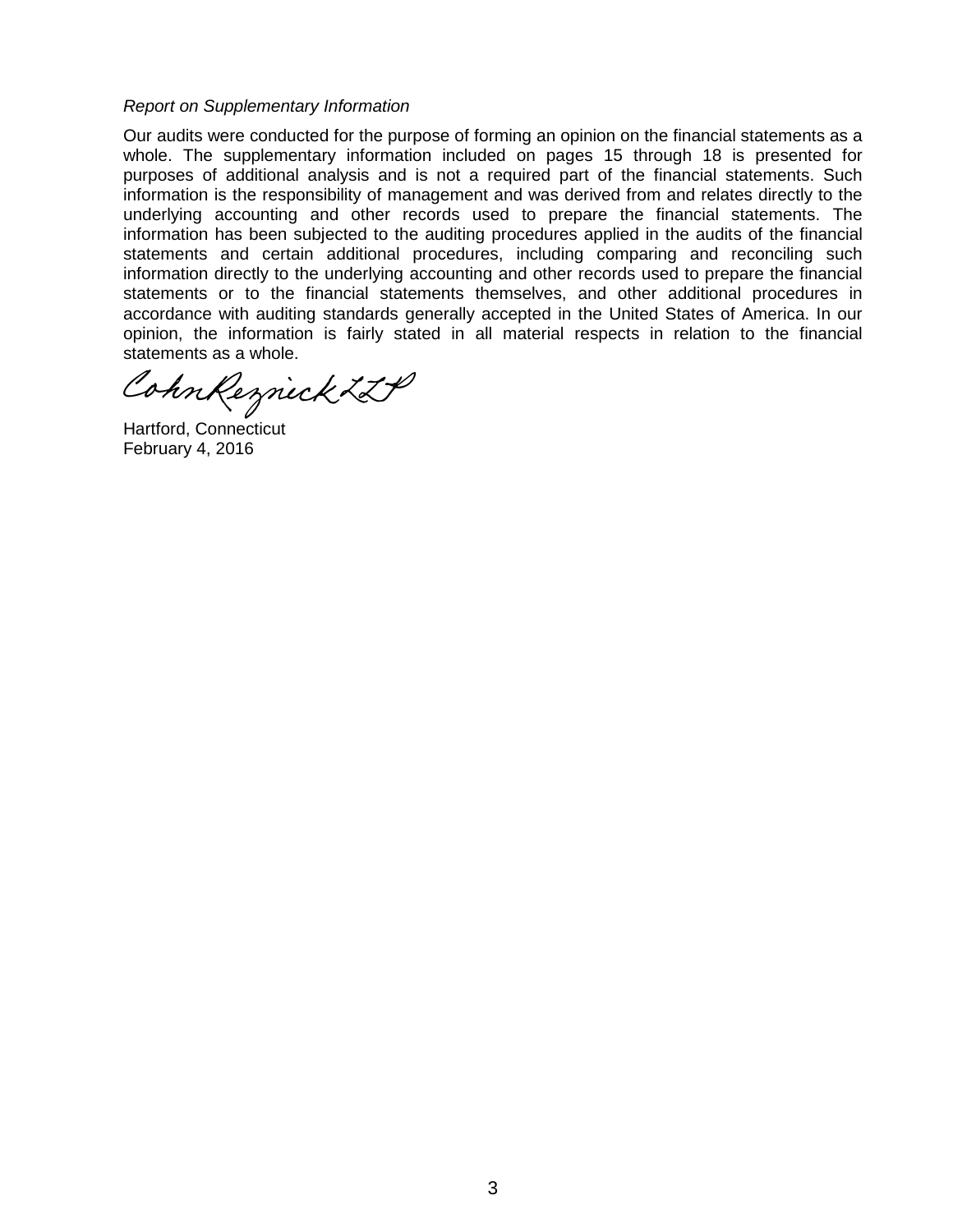*Report on Supplementary Information*

Our audits were conducted for the purpose of forming an opinion on the financial statements as a whole. The supplementary information included on pages 15 through 18 is presented for purposes of additional analysis and is not a required part of the financial statements. Such information is the responsibility of management and was derived from and relates directly to the underlying accounting and other records used to prepare the financial statements. The information has been subjected to the auditing procedures applied in the audits of the financial statements and certain additional procedures, including comparing and reconciling such information directly to the underlying accounting and other records used to prepare the financial statements or to the financial statements themselves, and other additional procedures in accordance with auditing standards generally accepted in the United States of America. In our opinion, the information is fairly stated in all material respects in relation to the financial statements as a whole.

CohnReznick LLP

Hartford, Connecticut
February 4, 2016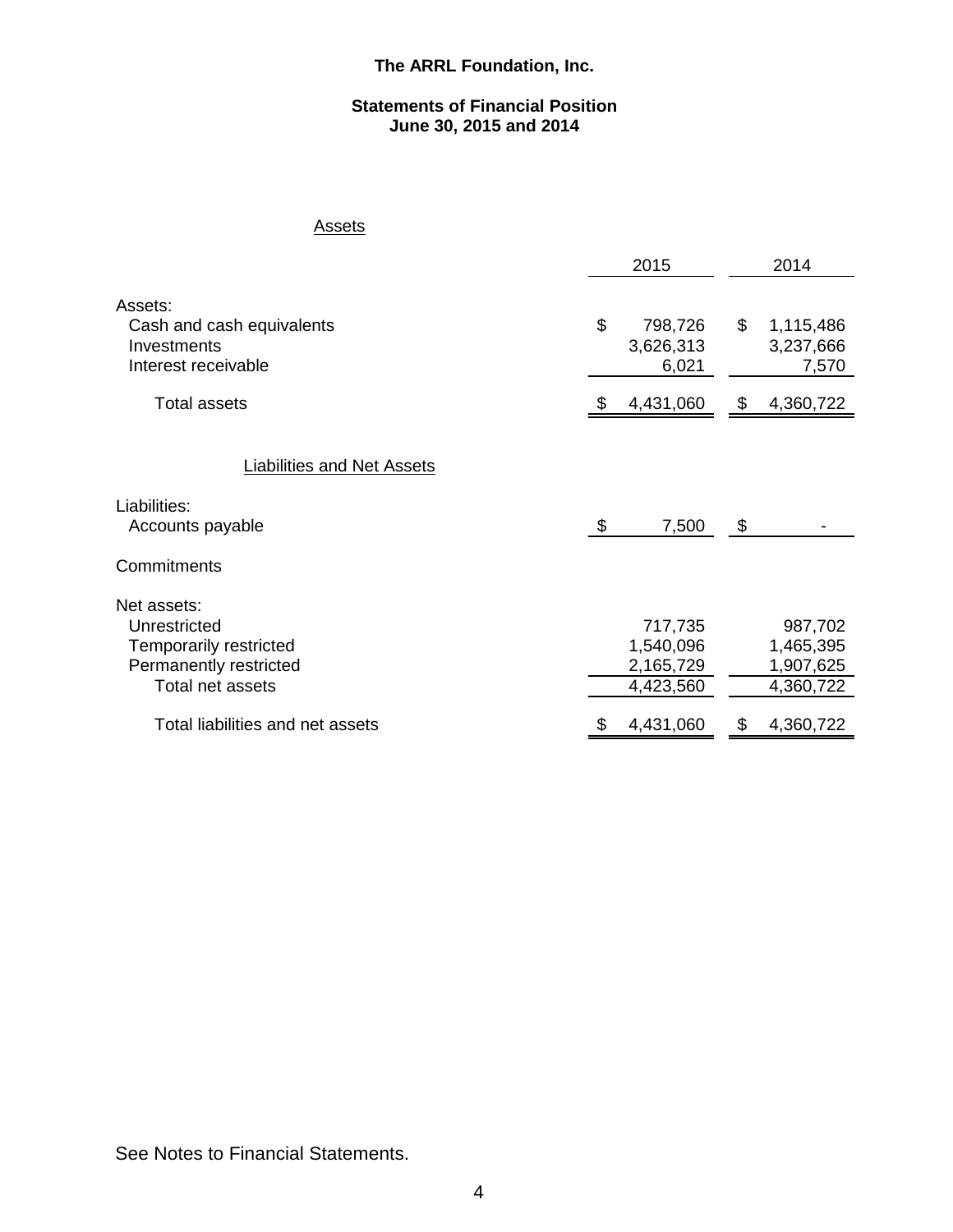# The ARRL Foundation, Inc.

## Statements of Financial Position
## June 30, 2015 and 2014

### Assets

| | 2015 | 2014 |
|---|---|---|
| Assets: | | |
| Cash and cash equivalents | $ 798,726 | $ 1,115,486 |
| Investments | 3,626,313 | 3,237,666 |
| Interest receivable | 6,021 | 7,570 |
| Total assets | $ 4,431,060 | $ 4,360,722 |

### Liabilities and Net Assets

| | 2015 | 2014 |
|---|---|---|
| Liabilities: | | |
| Accounts payable | $ 7,500 | $ - |
| Commitments | | |
| Net assets: | | |
| Unrestricted | 717,735 | 987,702 |
| Temporarily restricted | 1,540,096 | 1,465,395 |
| Permanently restricted | 2,165,729 | 1,907,625 |
| Total net assets | 4,423,560 | 4,360,722 |
| Total liabilities and net assets | $ 4,431,060 | $ 4,360,722 |

See Notes to Financial Statements.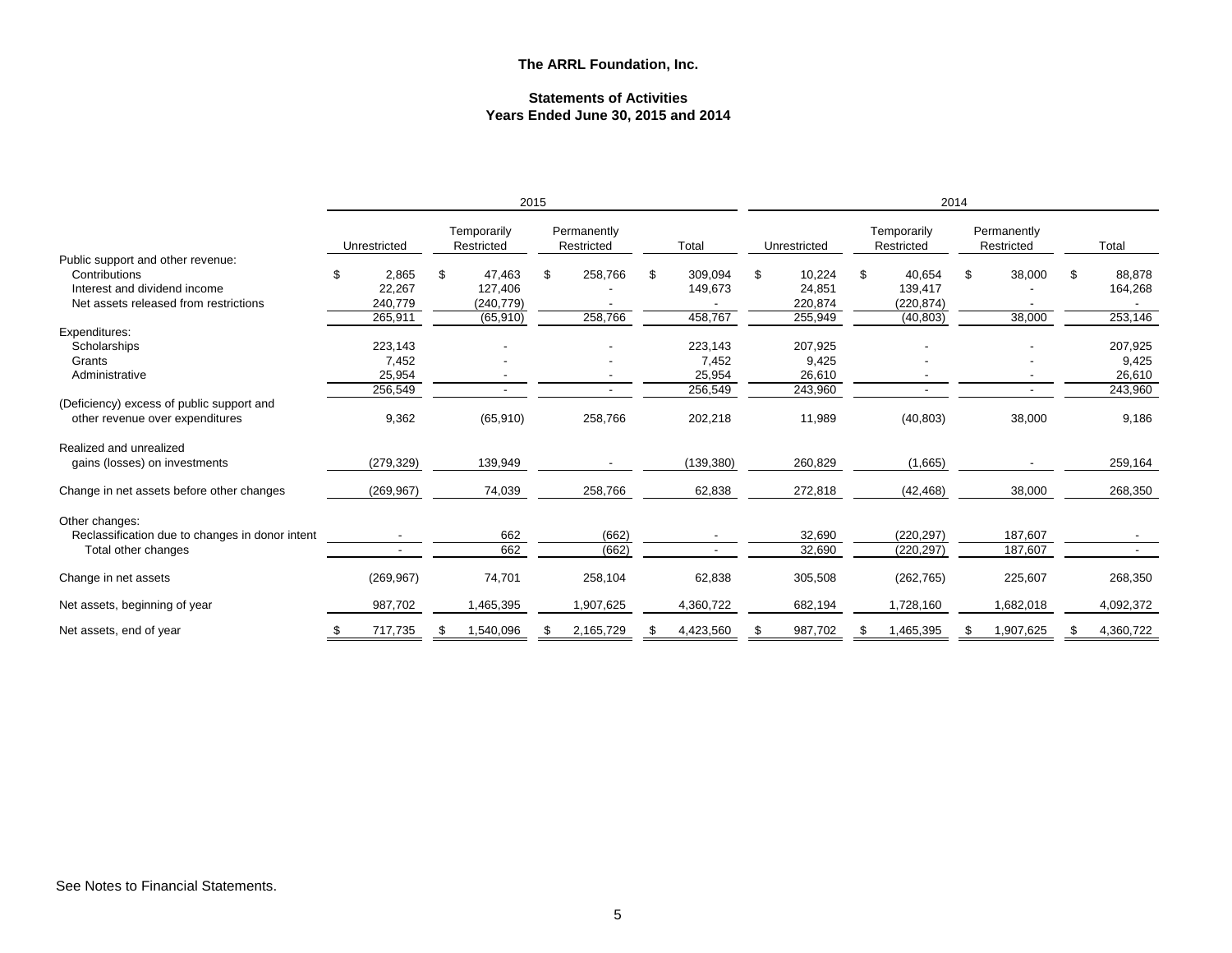# The ARRL Foundation, Inc.

## Statements of Activities
## Years Ended June 30, 2015 and 2014

| | 2015 | | | | 2014 | | | |
|---|---|---|---|---|---|---|---|---|
| | Unrestricted | Temporarily Restricted | Permanently Restricted | Total | Unrestricted | Temporarily Restricted | Permanently Restricted | Total |
| Public support and other revenue: | | | | | | | | |
| Contributions | $ 2,865 | $ 47,463 | $ 258,766 | $ 309,094 | $ 10,224 | $ 40,654 | $ 38,000 | $ 88,878 |
| Interest and dividend income | 22,267 | 127,406 | - | 149,673 | 24,851 | 139,417 | - | 164,268 |
| Net assets released from restrictions | 240,779 | (240,779) | - | - | 220,874 | (220,874) | - | - |
| | 265,911 | (65,910) | 258,766 | 458,767 | 255,949 | (40,803) | 38,000 | 253,146 |
| Expenditures: | | | | | | | | |
| Scholarships | 223,143 | - | - | 223,143 | 207,925 | - | - | 207,925 |
| Grants | 7,452 | - | - | 7,452 | 9,425 | - | - | 9,425 |
| Administrative | 25,954 | - | - | 25,954 | 26,610 | - | - | 26,610 |
| | 256,549 | - | - | 256,549 | 243,960 | - | - | 243,960 |
| (Deficiency) excess of public support and other revenue over expenditures | 9,362 | (65,910) | 258,766 | 202,218 | 11,989 | (40,803) | 38,000 | 9,186 |
| Realized and unrealized gains (losses) on investments | (279,329) | 139,949 | - | (139,380) | 260,829 | (1,665) | - | 259,164 |
| Change in net assets before other changes | (269,967) | 74,039 | 258,766 | 62,838 | 272,818 | (42,468) | 38,000 | 268,350 |
| Other changes: | | | | | | | | |
| Reclassification due to changes in donor intent | - | 662 | (662) | - | 32,690 | (220,297) | 187,607 | - |
| Total other changes | - | 662 | (662) | - | 32,690 | (220,297) | 187,607 | - |
| Change in net assets | (269,967) | 74,701 | 258,104 | 62,838 | 305,508 | (262,765) | 225,607 | 268,350 |
| Net assets, beginning of year | 987,702 | 1,465,395 | 1,907,625 | 4,360,722 | 682,194 | 1,728,160 | 1,682,018 | 4,092,372 |
| Net assets, end of year | $ 717,735 | $ 1,540,096 | $ 2,165,729 | $ 4,423,560 | $ 987,702 | $ 1,465,395 | $ 1,907,625 | $ 4,360,722 |

See Notes to Financial Statements.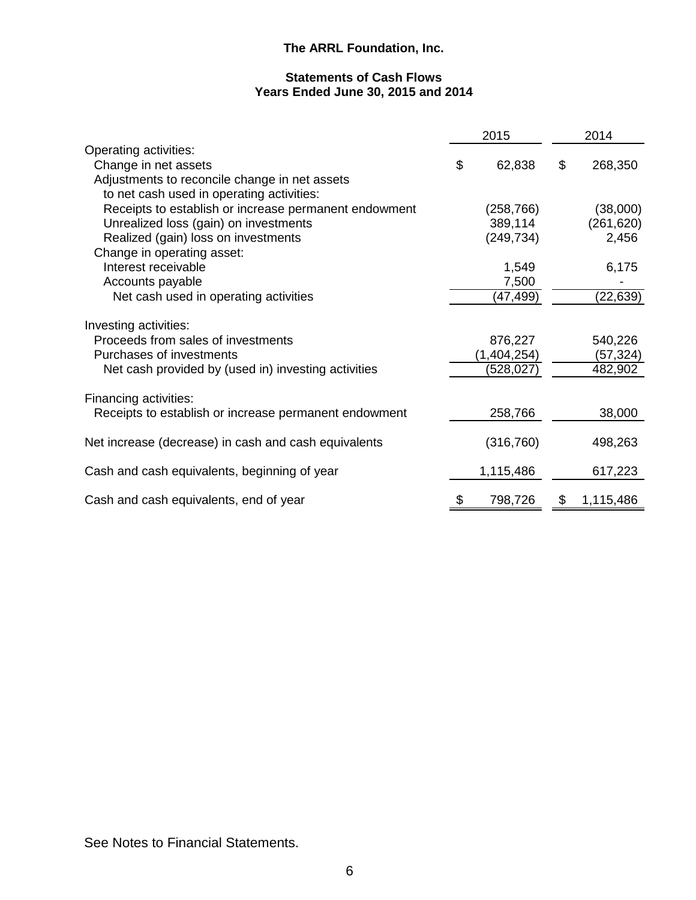# The ARRL Foundation, Inc.

## Statements of Cash Flows
## Years Ended June 30, 2015 and 2014

| | 2015 | 2014 |
|---|---|---|
| Operating activities: | | |
| Change in net assets | $ 62,838 | $ 268,350 |
| Adjustments to reconcile change in net assets to net cash used in operating activities: | | |
| Receipts to establish or increase permanent endowment | (258,766) | (38,000) |
| Unrealized loss (gain) on investments | 389,114 | (261,620) |
| Realized (gain) loss on investments | (249,734) | 2,456 |
| Change in operating asset: | | |
| Interest receivable | 1,549 | 6,175 |
| Accounts payable | 7,500 | - |
| Net cash used in operating activities | (47,499) | (22,639) |
| Investing activities: | | |
| Proceeds from sales of investments | 876,227 | 540,226 |
| Purchases of investments | (1,404,254) | (57,324) |
| Net cash provided by (used in) investing activities | (528,027) | 482,902 |
| Financing activities: | | |
| Receipts to establish or increase permanent endowment | 258,766 | 38,000 |
| Net increase (decrease) in cash and cash equivalents | (316,760) | 498,263 |
| Cash and cash equivalents, beginning of year | 1,115,486 | 617,223 |
| Cash and cash equivalents, end of year | $ 798,726 | $ 1,115,486 |

See Notes to Financial Statements.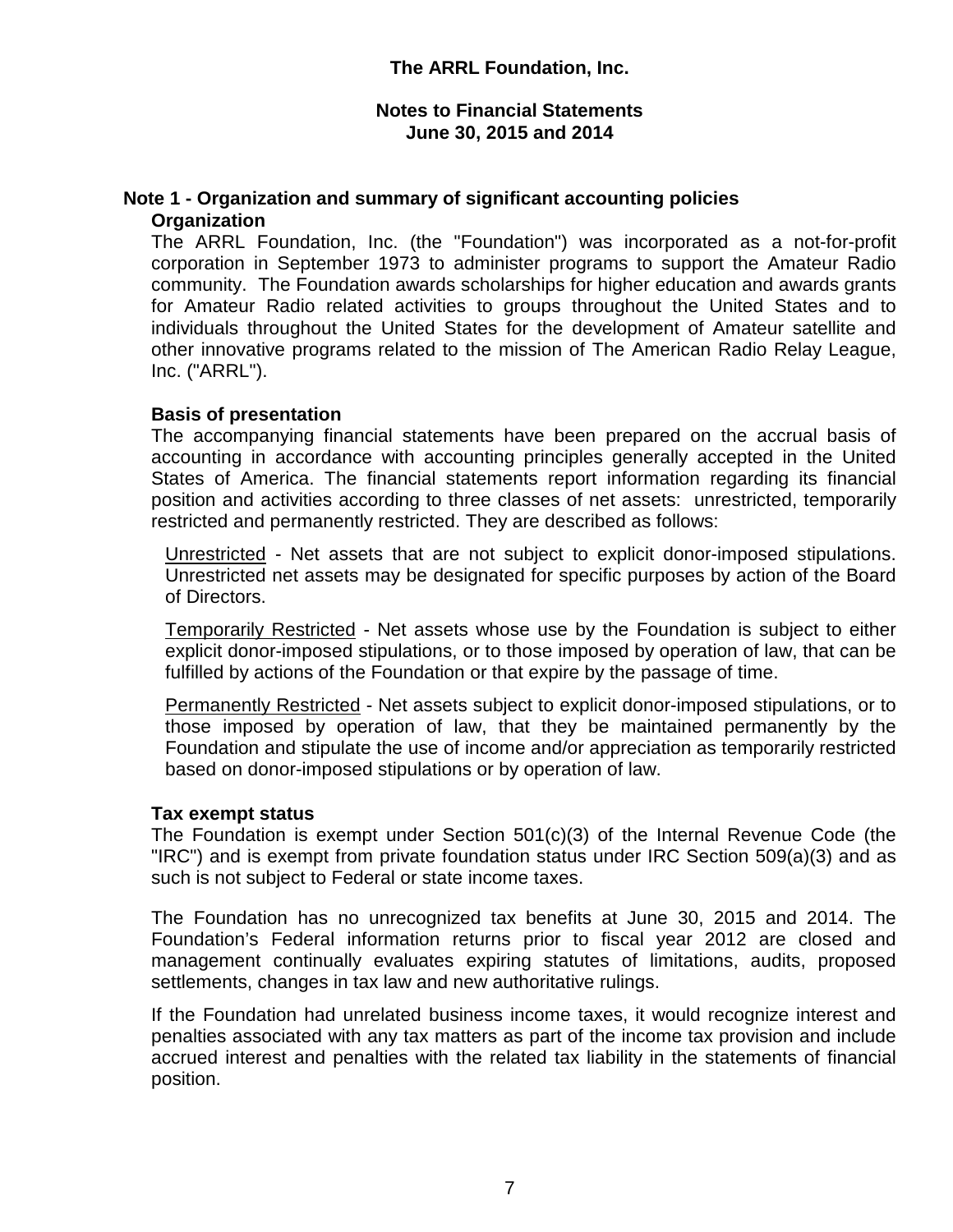# The ARRL Foundation, Inc.

## Notes to Financial Statements
## June 30, 2015 and 2014

### Note 1 - Organization and summary of significant accounting policies

**Organization**

The ARRL Foundation, Inc. (the "Foundation") was incorporated as a not-for-profit corporation in September 1973 to administer programs to support the Amateur Radio community. The Foundation awards scholarships for higher education and awards grants for Amateur Radio related activities to groups throughout the United States and to individuals throughout the United States for the development of Amateur satellite and other innovative programs related to the mission of The American Radio Relay League, Inc. ("ARRL").

**Basis of presentation**

The accompanying financial statements have been prepared on the accrual basis of accounting in accordance with accounting principles generally accepted in the United States of America. The financial statements report information regarding its financial position and activities according to three classes of net assets: unrestricted, temporarily restricted and permanently restricted. They are described as follows:

Unrestricted - Net assets that are not subject to explicit donor-imposed stipulations. Unrestricted net assets may be designated for specific purposes by action of the Board of Directors.

Temporarily Restricted - Net assets whose use by the Foundation is subject to either explicit donor-imposed stipulations, or to those imposed by operation of law, that can be fulfilled by actions of the Foundation or that expire by the passage of time.

Permanently Restricted - Net assets subject to explicit donor-imposed stipulations, or to those imposed by operation of law, that they be maintained permanently by the Foundation and stipulate the use of income and/or appreciation as temporarily restricted based on donor-imposed stipulations or by operation of law.

**Tax exempt status**

The Foundation is exempt under Section 501(c)(3) of the Internal Revenue Code (the "IRC") and is exempt from private foundation status under IRC Section 509(a)(3) and as such is not subject to Federal or state income taxes.

The Foundation has no unrecognized tax benefits at June 30, 2015 and 2014. The Foundation's Federal information returns prior to fiscal year 2012 are closed and management continually evaluates expiring statutes of limitations, audits, proposed settlements, changes in tax law and new authoritative rulings.

If the Foundation had unrelated business income taxes, it would recognize interest and penalties associated with any tax matters as part of the income tax provision and include accrued interest and penalties with the related tax liability in the statements of financial position.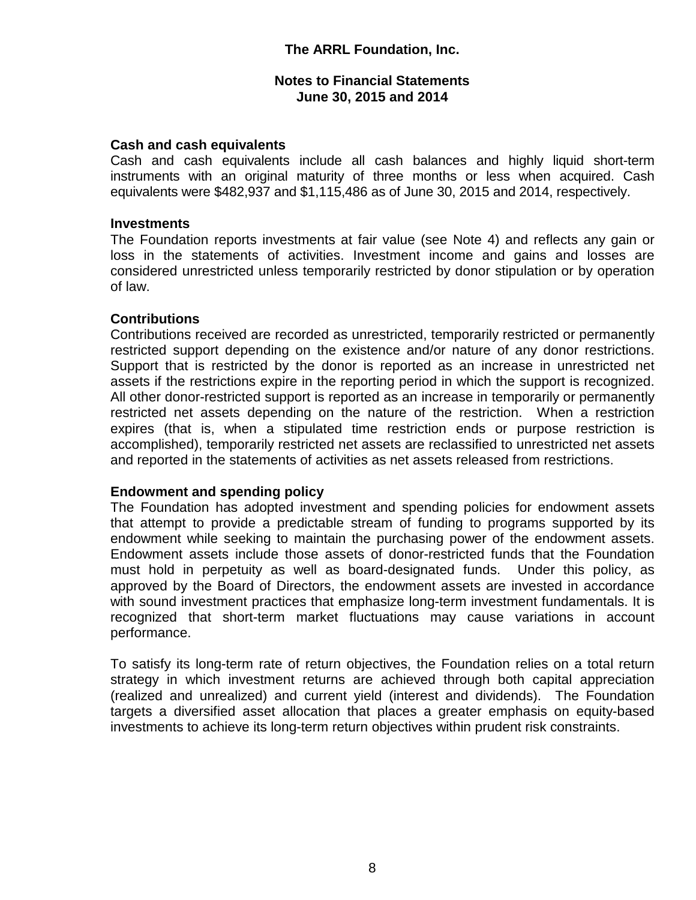**Cash and cash equivalents**
Cash and cash equivalents include all cash balances and highly liquid short-term instruments with an original maturity of three months or less when acquired. Cash equivalents were $482,937 and $1,115,486 as of June 30, 2015 and 2014, respectively.

**Investments**
The Foundation reports investments at fair value (see Note 4) and reflects any gain or loss in the statements of activities. Investment income and gains and losses are considered unrestricted unless temporarily restricted by donor stipulation or by operation of law.

**Contributions**
Contributions received are recorded as unrestricted, temporarily restricted or permanently restricted support depending on the existence and/or nature of any donor restrictions. Support that is restricted by the donor is reported as an increase in unrestricted net assets if the restrictions expire in the reporting period in which the support is recognized. All other donor-restricted support is reported as an increase in temporarily or permanently restricted net assets depending on the nature of the restriction. When a restriction expires (that is, when a stipulated time restriction ends or purpose restriction is accomplished), temporarily restricted net assets are reclassified to unrestricted net assets and reported in the statements of activities as net assets released from restrictions.

**Endowment and spending policy**
The Foundation has adopted investment and spending policies for endowment assets that attempt to provide a predictable stream of funding to programs supported by its endowment while seeking to maintain the purchasing power of the endowment assets. Endowment assets include those assets of donor-restricted funds that the Foundation must hold in perpetuity as well as board-designated funds. Under this policy, as approved by the Board of Directors, the endowment assets are invested in accordance with sound investment practices that emphasize long-term investment fundamentals. It is recognized that short-term market fluctuations may cause variations in account performance.

To satisfy its long-term rate of return objectives, the Foundation relies on a total return strategy in which investment returns are achieved through both capital appreciation (realized and unrealized) and current yield (interest and dividends). The Foundation targets a diversified asset allocation that places a greater emphasis on equity-based investments to achieve its long-term return objectives within prudent risk constraints.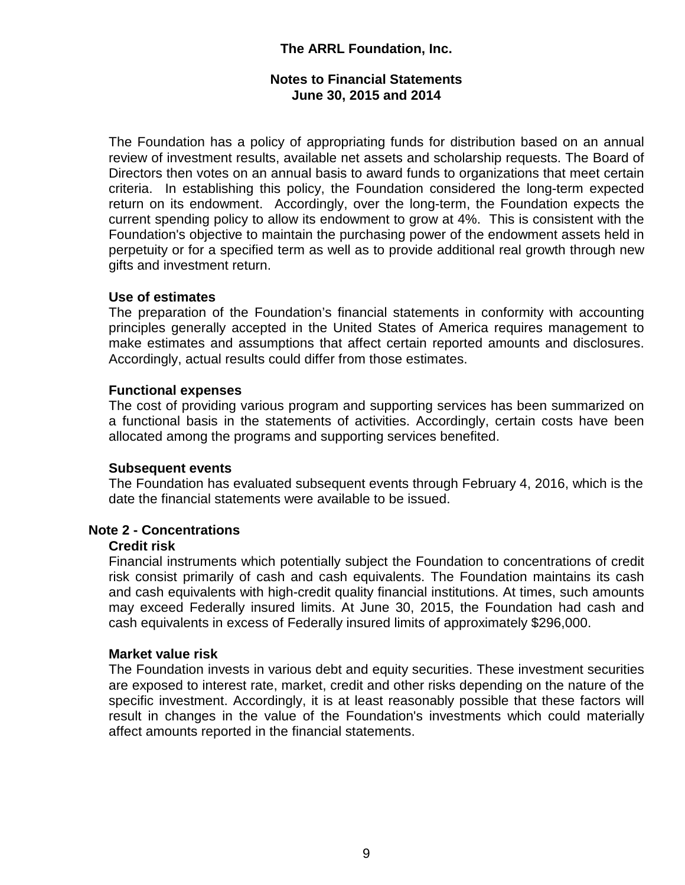The Foundation has a policy of appropriating funds for distribution based on an annual review of investment results, available net assets and scholarship requests. The Board of Directors then votes on an annual basis to award funds to organizations that meet certain criteria. In establishing this policy, the Foundation considered the long-term expected return on its endowment. Accordingly, over the long-term, the Foundation expects the current spending policy to allow its endowment to grow at 4%. This is consistent with the Foundation's objective to maintain the purchasing power of the endowment assets held in perpetuity or for a specified term as well as to provide additional real growth through new gifts and investment return.

**Use of estimates**

The preparation of the Foundation's financial statements in conformity with accounting principles generally accepted in the United States of America requires management to make estimates and assumptions that affect certain reported amounts and disclosures. Accordingly, actual results could differ from those estimates.

**Functional expenses**

The cost of providing various program and supporting services has been summarized on a functional basis in the statements of activities. Accordingly, certain costs have been allocated among the programs and supporting services benefited.

**Subsequent events**

The Foundation has evaluated subsequent events through February 4, 2016, which is the date the financial statements were available to be issued.

## Note 2 - Concentrations

**Credit risk**

Financial instruments which potentially subject the Foundation to concentrations of credit risk consist primarily of cash and cash equivalents. The Foundation maintains its cash and cash equivalents with high-credit quality financial institutions. At times, such amounts may exceed Federally insured limits. At June 30, 2015, the Foundation had cash and cash equivalents in excess of Federally insured limits of approximately $296,000.

**Market value risk**

The Foundation invests in various debt and equity securities. These investment securities are exposed to interest rate, market, credit and other risks depending on the nature of the specific investment. Accordingly, it is at least reasonably possible that these factors will result in changes in the value of the Foundation's investments which could materially affect amounts reported in the financial statements.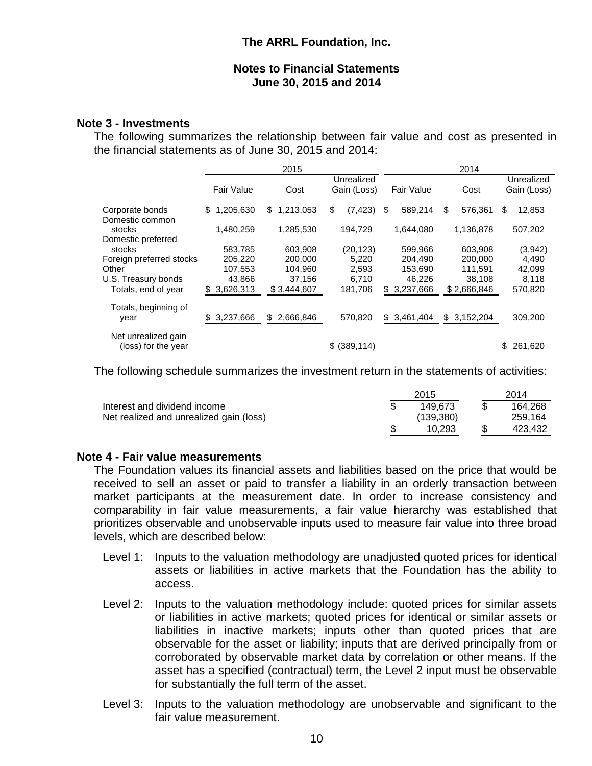The ARRL Foundation, Inc.

Notes to Financial Statements
June 30, 2015 and 2014

## Note 3 - Investments

The following summarizes the relationship between fair value and cost as presented in the financial statements as of June 30, 2015 and 2014:

| | 2015 | | | 2014 | | |
|---|---|---|---|---|---|---|
| | Fair Value | Cost | Unrealized Gain (Loss) | Fair Value | Cost | Unrealized Gain (Loss) |
| Corporate bonds | $ 1,205,630 | $ 1,213,053 | $ (7,423) | $ 589,214 | $ 576,361 | $ 12,853 |
| Domestic common stocks | 1,480,259 | 1,285,530 | 194,729 | 1,644,080 | 1,136,878 | 507,202 |
| Domestic preferred stocks | 583,785 | 603,908 | (20,123) | 599,966 | 603,908 | (3,942) |
| Foreign preferred stocks | 205,220 | 200,000 | 5,220 | 204,490 | 200,000 | 4,490 |
| Other | 107,553 | 104,960 | 2,593 | 153,690 | 111,591 | 42,099 |
| U.S. Treasury bonds | 43,866 | 37,156 | 6,710 | 46,226 | 38,108 | 8,118 |
| Totals, end of year | $ 3,626,313 | $ 3,444,607 | 181,706 | $ 3,237,666 | $ 2,666,846 | 570,820 |
| Totals, beginning of year | $ 3,237,666 | $ 2,666,846 | 570,820 | $ 3,461,404 | $ 3,152,204 | 309,200 |
| Net unrealized gain (loss) for the year | | | $ (389,114) | | | $ 261,620 |

The following schedule summarizes the investment return in the statements of activities:

| | 2015 | 2014 |
|---|---|---|
| Interest and dividend income | $ 149,673 | $ 164,268 |
| Net realized and unrealized gain (loss) | (139,380) | 259,164 |
| | $ 10,293 | $ 423,432 |

## Note 4 - Fair value measurements

The Foundation values its financial assets and liabilities based on the price that would be received to sell an asset or paid to transfer a liability in an orderly transaction between market participants at the measurement date. In order to increase consistency and comparability in fair value measurements, a fair value hierarchy was established that prioritizes observable and unobservable inputs used to measure fair value into three broad levels, which are described below:

Level 1: Inputs to the valuation methodology are unadjusted quoted prices for identical assets or liabilities in active markets that the Foundation has the ability to access.

Level 2: Inputs to the valuation methodology include: quoted prices for similar assets or liabilities in active markets; quoted prices for identical or similar assets or liabilities in inactive markets; inputs other than quoted prices that are observable for the asset or liability; inputs that are derived principally from or corroborated by observable market data by correlation or other means. If the asset has a specified (contractual) term, the Level 2 input must be observable for substantially the full term of the asset.

Level 3: Inputs to the valuation methodology are unobservable and significant to the fair value measurement.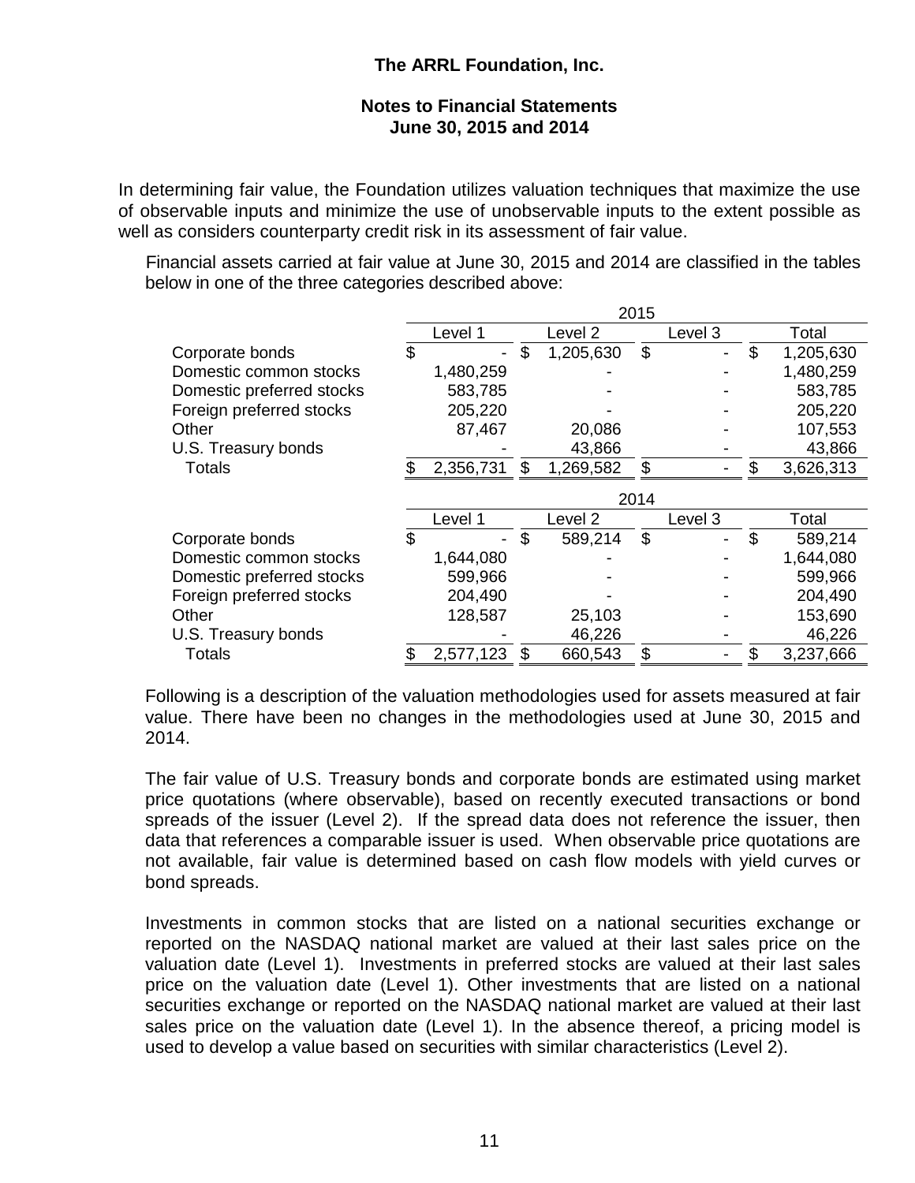In determining fair value, the Foundation utilizes valuation techniques that maximize the use of observable inputs and minimize the use of unobservable inputs to the extent possible as well as considers counterparty credit risk in its assessment of fair value.

Financial assets carried at fair value at June 30, 2015 and 2014 are classified in the tables below in one of the three categories described above:

| | 2015 | | | |
|---|---|---|---|---|
| | Level 1 | Level 2 | Level 3 | Total |
| Corporate bonds | $ - | $ 1,205,630 | $ - | $ 1,205,630 |
| Domestic common stocks | 1,480,259 | - | - | 1,480,259 |
| Domestic preferred stocks | 583,785 | - | - | 583,785 |
| Foreign preferred stocks | 205,220 | - | - | 205,220 |
| Other | 87,467 | 20,086 | - | 107,553 |
| U.S. Treasury bonds | - | 43,866 | - | 43,866 |
| Totals | $ 2,356,731 | $ 1,269,582 | $ - | $ 3,626,313 |

| | 2014 | | | |
|---|---|---|---|---|
| | Level 1 | Level 2 | Level 3 | Total |
| Corporate bonds | $ - | $ 589,214 | $ - | $ 589,214 |
| Domestic common stocks | 1,644,080 | - | - | 1,644,080 |
| Domestic preferred stocks | 599,966 | - | - | 599,966 |
| Foreign preferred stocks | 204,490 | - | - | 204,490 |
| Other | 128,587 | 25,103 | - | 153,690 |
| U.S. Treasury bonds | - | 46,226 | - | 46,226 |
| Totals | $ 2,577,123 | $ 660,543 | $ - | $ 3,237,666 |

Following is a description of the valuation methodologies used for assets measured at fair value. There have been no changes in the methodologies used at June 30, 2015 and 2014.

The fair value of U.S. Treasury bonds and corporate bonds are estimated using market price quotations (where observable), based on recently executed transactions or bond spreads of the issuer (Level 2). If the spread data does not reference the issuer, then data that references a comparable issuer is used. When observable price quotations are not available, fair value is determined based on cash flow models with yield curves or bond spreads.

Investments in common stocks that are listed on a national securities exchange or reported on the NASDAQ national market are valued at their last sales price on the valuation date (Level 1). Investments in preferred stocks are valued at their last sales price on the valuation date (Level 1). Other investments that are listed on a national securities exchange or reported on the NASDAQ national market are valued at their last sales price on the valuation date (Level 1). In the absence thereof, a pricing model is used to develop a value based on securities with similar characteristics (Level 2).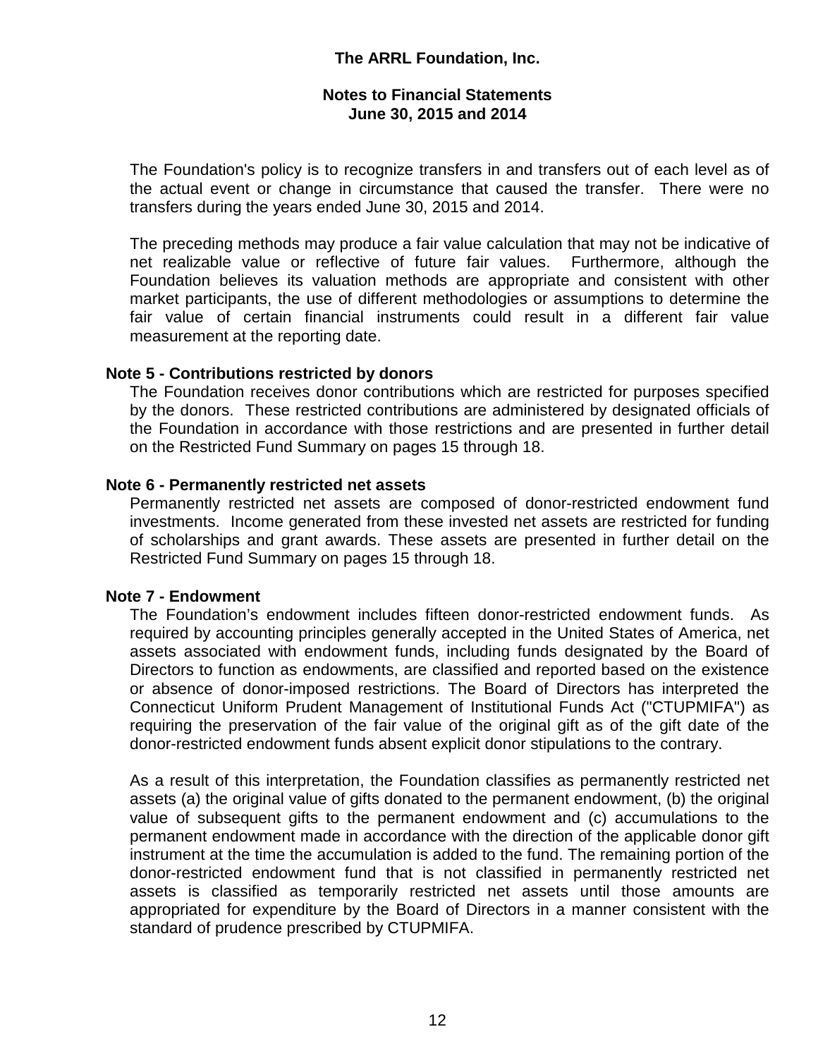The Foundation's policy is to recognize transfers in and transfers out of each level as of the actual event or change in circumstance that caused the transfer. There were no transfers during the years ended June 30, 2015 and 2014.

The preceding methods may produce a fair value calculation that may not be indicative of net realizable value or reflective of future fair values. Furthermore, although the Foundation believes its valuation methods are appropriate and consistent with other market participants, the use of different methodologies or assumptions to determine the fair value of certain financial instruments could result in a different fair value measurement at the reporting date.

## Note 5 - Contributions restricted by donors

The Foundation receives donor contributions which are restricted for purposes specified by the donors. These restricted contributions are administered by designated officials of the Foundation in accordance with those restrictions and are presented in further detail on the Restricted Fund Summary on pages 15 through 18.

## Note 6 - Permanently restricted net assets

Permanently restricted net assets are composed of donor-restricted endowment fund investments. Income generated from these invested net assets are restricted for funding of scholarships and grant awards. These assets are presented in further detail on the Restricted Fund Summary on pages 15 through 18.

## Note 7 - Endowment

The Foundation's endowment includes fifteen donor-restricted endowment funds. As required by accounting principles generally accepted in the United States of America, net assets associated with endowment funds, including funds designated by the Board of Directors to function as endowments, are classified and reported based on the existence or absence of donor-imposed restrictions. The Board of Directors has interpreted the Connecticut Uniform Prudent Management of Institutional Funds Act ("CTUPMIFA") as requiring the preservation of the fair value of the original gift as of the gift date of the donor-restricted endowment funds absent explicit donor stipulations to the contrary.

As a result of this interpretation, the Foundation classifies as permanently restricted net assets (a) the original value of gifts donated to the permanent endowment, (b) the original value of subsequent gifts to the permanent endowment and (c) accumulations to the permanent endowment made in accordance with the direction of the applicable donor gift instrument at the time the accumulation is added to the fund. The remaining portion of the donor-restricted endowment fund that is not classified in permanently restricted net assets is classified as temporarily restricted net assets until those amounts are appropriated for expenditure by the Board of Directors in a manner consistent with the standard of prudence prescribed by CTUPMIFA.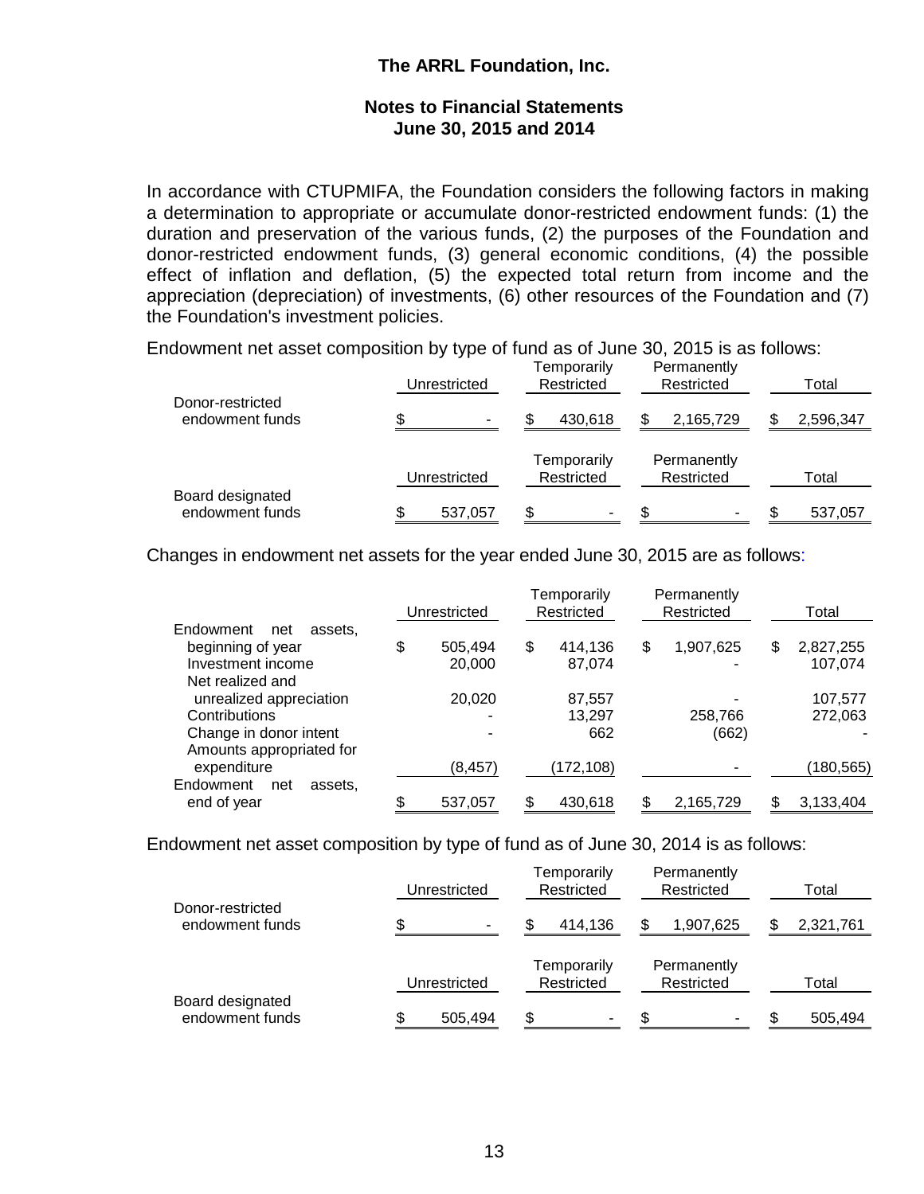In accordance with CTUPMIFA, the Foundation considers the following factors in making a determination to appropriate or accumulate donor-restricted endowment funds: (1) the duration and preservation of the various funds, (2) the purposes of the Foundation and donor-restricted endowment funds, (3) general economic conditions, (4) the possible effect of inflation and deflation, (5) the expected total return from income and the appreciation (depreciation) of investments, (6) other resources of the Foundation and (7) the Foundation's investment policies.

Endowment net asset composition by type of fund as of June 30, 2015 is as follows:

| | Unrestricted | Temporarily Restricted | Permanently Restricted | Total |
|---|---|---|---|---|
| Donor-restricted endowment funds | $ - | $ 430,618 | $ 2,165,729 | $ 2,596,347 |

| | Unrestricted | Temporarily Restricted | Permanently Restricted | Total |
|---|---|---|---|---|
| Board designated endowment funds | $ 537,057 | $ - | $ - | $ 537,057 |

Changes in endowment net assets for the year ended June 30, 2015 are as follows:

| | Unrestricted | Temporarily Restricted | Permanently Restricted | Total |
|---|---|---|---|---|
| Endowment net assets, beginning of year | $ 505,494 | $ 414,136 | $ 1,907,625 | $ 2,827,255 |
| Investment income | 20,000 | 87,074 | - | 107,074 |
| Net realized and unrealized appreciation | 20,020 | 87,557 | - | 107,577 |
| Contributions | - | 13,297 | 258,766 | 272,063 |
| Change in donor intent | - | 662 | (662) | - |
| Amounts appropriated for expenditure | (8,457) | (172,108) | - | (180,565) |
| Endowment net assets, end of year | $ 537,057 | $ 430,618 | $ 2,165,729 | $ 3,133,404 |

Endowment net asset composition by type of fund as of June 30, 2014 is as follows:

| | Unrestricted | Temporarily Restricted | Permanently Restricted | Total |
|---|---|---|---|---|
| Donor-restricted endowment funds | $ - | $ 414,136 | $ 1,907,625 | $ 2,321,761 |

| | Unrestricted | Temporarily Restricted | Permanently Restricted | Total |
|---|---|---|---|---|
| Board designated endowment funds | $ 505,494 | $ - | $ - | $ 505,494 |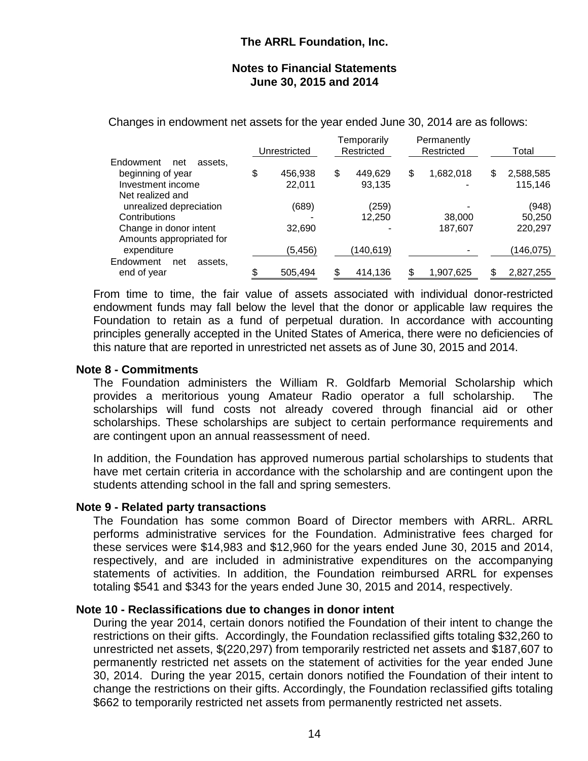Changes in endowment net assets for the year ended June 30, 2014 are as follows:

| | Unrestricted | Temporarily Restricted | Permanently Restricted | Total |
|---|---|---|---|---|
| Endowment net assets, beginning of year | $ 456,938 | $ 449,629 | $ 1,682,018 | $ 2,588,585 |
| Investment income | 22,011 | 93,135 | - | 115,146 |
| Net realized and unrealized depreciation | (689) | (259) | - | (948) |
| Contributions | - | 12,250 | 38,000 | 50,250 |
| Change in donor intent | 32,690 | - | 187,607 | 220,297 |
| Amounts appropriated for expenditure | (5,456) | (140,619) | - | (146,075) |
| Endowment net assets, end of year | $ 505,494 | $ 414,136 | $ 1,907,625 | $ 2,827,255 |

From time to time, the fair value of assets associated with individual donor-restricted endowment funds may fall below the level that the donor or applicable law requires the Foundation to retain as a fund of perpetual duration. In accordance with accounting principles generally accepted in the United States of America, there were no deficiencies of this nature that are reported in unrestricted net assets as of June 30, 2015 and 2014.

**Note 8 - Commitments**

The Foundation administers the William R. Goldfarb Memorial Scholarship which provides a meritorious young Amateur Radio operator a full scholarship. The scholarships will fund costs not already covered through financial aid or other scholarships. These scholarships are subject to certain performance requirements and are contingent upon an annual reassessment of need.

In addition, the Foundation has approved numerous partial scholarships to students that have met certain criteria in accordance with the scholarship and are contingent upon the students attending school in the fall and spring semesters.

**Note 9 - Related party transactions**

The Foundation has some common Board of Director members with ARRL. ARRL performs administrative services for the Foundation. Administrative fees charged for these services were $14,983 and $12,960 for the years ended June 30, 2015 and 2014, respectively, and are included in administrative expenditures on the accompanying statements of activities. In addition, the Foundation reimbursed ARRL for expenses totaling $541 and $343 for the years ended June 30, 2015 and 2014, respectively.

**Note 10 - Reclassifications due to changes in donor intent**

During the year 2014, certain donors notified the Foundation of their intent to change the restrictions on their gifts. Accordingly, the Foundation reclassified gifts totaling $32,260 to unrestricted net assets, $(220,297) from temporarily restricted net assets and $187,607 to permanently restricted net assets on the statement of activities for the year ended June 30, 2014. During the year 2015, certain donors notified the Foundation of their intent to change the restrictions on their gifts. Accordingly, the Foundation reclassified gifts totaling $662 to temporarily restricted net assets from permanently restricted net assets.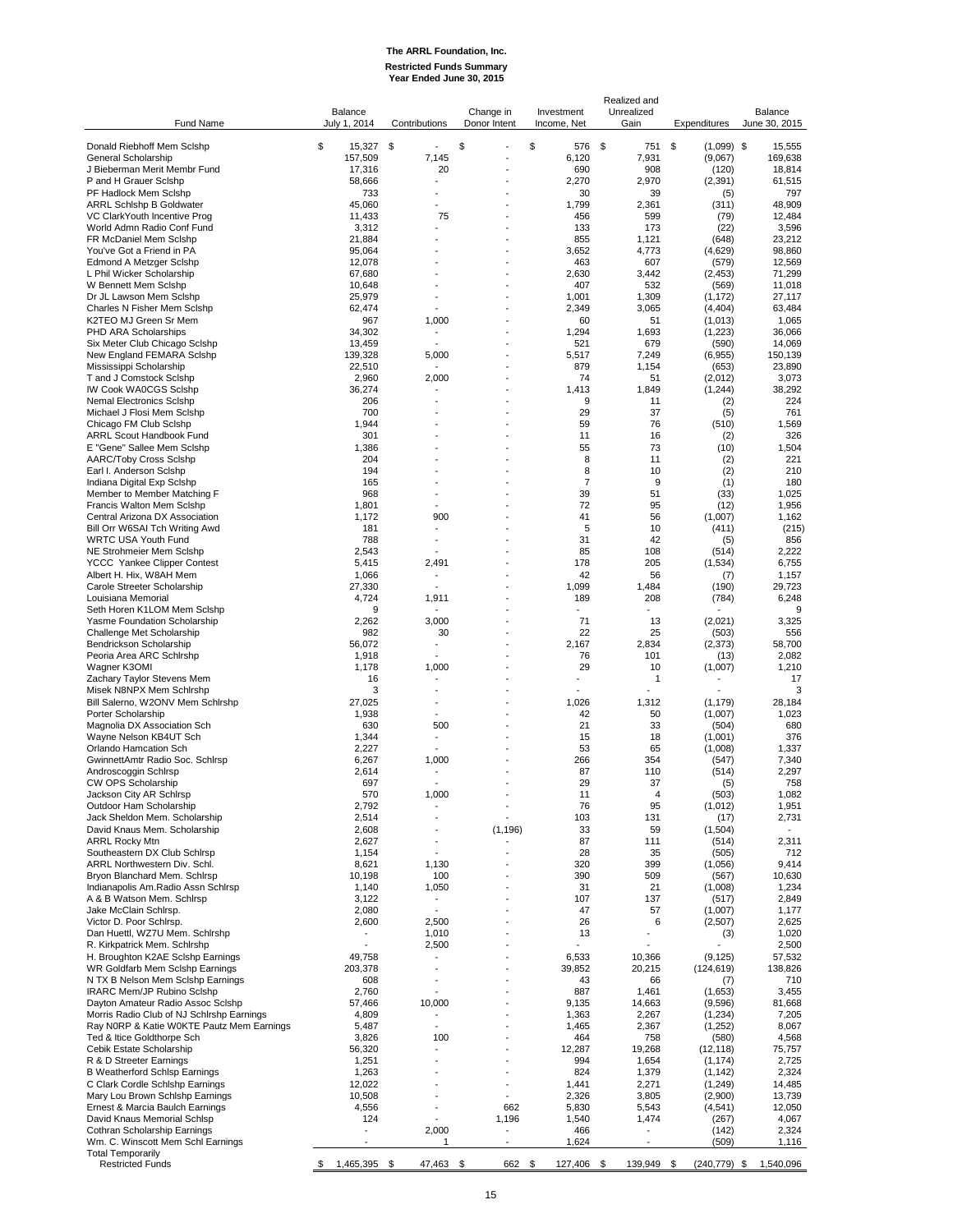# The ARRL Foundation, Inc.

## Restricted Funds Summary
### Year Ended June 30, 2015

| Fund Name | Balance July 1, 2014 | Contributions | Change in Donor Intent | Investment Income, Net | Realized and Unrealized Gain | Expenditures | Balance June 30, 2015 |
|---|---|---|---|---|---|---|---|
| Donald Riebhoff Mem Sclshp | $ 15,327 | $ - | $ - | $ 576 | $ 751 | $ (1,099) | $ 15,555 |
| General Scholarship | 157,509 | 7,145 | - | 6,120 | 7,931 | (9,067) | 169,638 |
| J Bieberman Merit Membr Fund | 17,316 | 20 | - | 690 | 908 | (120) | 18,814 |
| P and H Grauer Sclshp | 58,666 | - | - | 2,270 | 2,970 | (2,391) | 61,515 |
| PF Hadlock Mem Sclshp | 733 | - | - | 30 | 39 | (5) | 797 |
| ARRL Schlshp B Goldwater | 45,060 | - | - | 1,799 | 2,361 | (311) | 48,909 |
| VC ClarkYouth Incentive Prog | 11,433 | 75 | - | 456 | 599 | (79) | 12,484 |
| World Admn Radio Conf Fund | 3,312 | - | - | 133 | 173 | (22) | 3,596 |
| FR McDaniel Mem Sclshp | 21,884 | - | - | 855 | 1,121 | (648) | 23,212 |
| You've Got a Friend in PA | 95,064 | - | - | 3,652 | 4,773 | (4,629) | 98,860 |
| Edmond A Metzger Sclshp | 12,078 | - | - | 463 | 607 | (579) | 12,569 |
| L Phil Wicker Scholarship | 67,680 | - | - | 2,630 | 3,442 | (2,453) | 71,299 |
| W Bennett Mem Sclshp | 10,648 | - | - | 407 | 532 | (569) | 11,018 |
| Dr JL Lawson Mem Sclshp | 25,979 | - | - | 1,001 | 1,309 | (1,172) | 27,117 |
| Charles N Fisher Mem Sclshp | 62,474 | - | - | 2,349 | 3,065 | (4,404) | 63,484 |
| K2TEO MJ Green Sr Mem | 967 | 1,000 | - | 60 | 51 | (1,013) | 1,065 |
| PHD ARA Scholarships | 34,302 | - | - | 1,294 | 1,693 | (1,223) | 36,066 |
| Six Meter Club Chicago Sclshp | 13,459 | - | - | 521 | 679 | (590) | 14,069 |
| New England FEMARA Sclshp | 139,328 | 5,000 | - | 5,517 | 7,249 | (6,955) | 150,139 |
| Mississippi Scholarship | 22,510 | - | - | 879 | 1,154 | (653) | 23,890 |
| T and J Comstock Sclshp | 2,960 | 2,000 | - | 74 | 51 | (2,012) | 3,073 |
| IW Cook WA0CGS Sclshp | 36,274 | - | - | 1,413 | 1,849 | (1,244) | 38,292 |
| Nemal Electronics Sclshp | 206 | - | - | 9 | 11 | (2) | 224 |
| Michael J Flosi Mem Sclshp | 700 | - | - | 29 | 37 | (5) | 761 |
| Chicago FM Club Sclshp | 1,944 | - | - | 59 | 76 | (510) | 1,569 |
| ARRL Scout Handbook Fund | 301 | - | - | 11 | 16 | (2) | 326 |
| E "Gene" Sallee Mem Sclshp | 1,386 | - | - | 55 | 73 | (10) | 1,504 |
| AARC/Toby Cross Sclshp | 204 | - | - | 8 | 11 | (2) | 221 |
| Earl I. Anderson Sclshp | 194 | - | - | 8 | 10 | (2) | 210 |
| Indiana Digital Exp Sclshp | 165 | - | - | 7 | 9 | (1) | 180 |
| Member to Member Matching F | 968 | - | - | 39 | 51 | (33) | 1,025 |
| Francis Walton Mem Sclshp | 1,801 | - | - | 72 | 95 | (12) | 1,956 |
| Central Arizona DX Association | 1,172 | 900 | - | 41 | 56 | (1,007) | 1,162 |
| Bill Orr W6SAI Tch Writing Awd | 181 | - | - | 5 | 10 | (411) | (215) |
| WRTC USA Youth Fund | 788 | - | - | 31 | 42 | (5) | 856 |
| NE Strohmeier Mem Sclshp | 2,543 | - | - | 85 | 108 | (514) | 2,222 |
| YCCC Yankee Clipper Contest | 5,415 | 2,491 | - | 178 | 205 | (1,534) | 6,755 |
| Albert H. Hix, W8AH Mem | 1,066 | - | - | 42 | 56 | (7) | 1,157 |
| Carole Streeter Scholarship | 27,330 | - | - | 1,099 | 1,484 | (190) | 29,723 |
| Louisiana Memorial | 4,724 | 1,911 | - | 189 | 208 | (784) | 6,248 |
| Seth Horen K1LOM Mem Sclshp | 9 | - | - | - | - | - | 9 |
| Yasme Foundation Scholarship | 2,262 | 3,000 | - | 71 | 13 | (2,021) | 3,325 |
| Challenge Met Scholarship | 982 | 30 | - | 22 | 25 | (503) | 556 |
| Bendrickson Scholarship | 56,072 | - | - | 2,167 | 2,834 | (2,373) | 58,700 |
| Peoria Area ARC Schlrshp | 1,918 | - | - | 76 | 101 | (13) | 2,082 |
| Wagner K3OMI | 1,178 | 1,000 | - | 29 | 10 | (1,007) | 1,210 |
| Zachary Taylor Stevens Mem | 16 | - | - | - | 1 | - | 17 |
| Misek N8NPX Mem Schlrshp | 3 | - | - | - | - | - | 3 |
| Bill Salerno, W2ONV Mem Schlrshp | 27,025 | - | - | 1,026 | 1,312 | (1,179) | 28,184 |
| Porter Scholarship | 1,938 | - | - | 42 | 50 | (1,007) | 1,023 |
| Magnolia DX Association Sch | 630 | 500 | - | 21 | 33 | (504) | 680 |
| Wayne Nelson KB4UT Sch | 1,344 | - | - | 15 | 18 | (1,001) | 376 |
| Orlando Hamcation Sch | 2,227 | - | - | 53 | 65 | (1,008) | 1,337 |
| GwinnettAmtr Radio Soc. Schlrsp | 6,267 | 1,000 | - | 266 | 354 | (547) | 7,340 |
| Androscoggin Schlrsp | 2,614 | - | - | 87 | 110 | (514) | 2,297 |
| CW OPS Scholarship | 697 | - | - | 29 | 37 | (5) | 758 |
| Jackson City AR Schlrsp | 570 | 1,000 | - | 11 | 4 | (503) | 1,082 |
| Outdoor Ham Scholarship | 2,792 | - | - | 76 | 95 | (1,012) | 1,951 |
| Jack Sheldon Mem. Scholarship | 2,514 | - | - | 103 | 131 | (17) | 2,731 |
| David Knaus Mem. Scholarship | 2,608 | - | (1,196) | 33 | 59 | (1,504) | - |
| ARRL Rocky Mtn | 2,627 | - | - | 87 | 111 | (514) | 2,311 |
| Southeastern DX Club Schlrsp | 1,154 | - | - | 28 | 35 | (505) | 712 |
| ARRL Northwestern Div. Schl. | 8,621 | 1,130 | - | 320 | 399 | (1,056) | 9,414 |
| Bryon Blanchard Mem. Schlrsp | 10,198 | 100 | - | 390 | 509 | (567) | 10,630 |
| Indianapolis Am.Radio Assn Schlrsp | 1,140 | 1,050 | - | 31 | 21 | (1,008) | 1,234 |
| A & B Watson Mem. Schlrsp | 3,122 | - | - | 107 | 137 | (517) | 2,849 |
| Jake McClain Schlrsp. | 2,080 | - | - | 47 | 57 | (1,007) | 1,177 |
| Victor D. Poor Schlrsp. | 2,600 | 2,500 | - | 26 | 6 | (2,507) | 2,625 |
| Dan Huettl, WZ7U Mem. Schlrshp | - | 1,010 | - | 13 | - | (3) | 1,020 |
| R. Kirkpatrick Mem. Schlrshp | - | 2,500 | - | - | - | - | 2,500 |
| H. Broughton K2AE Sclshp Earnings | 49,758 | - | - | 6,533 | 10,366 | (9,125) | 57,532 |
| WR Goldfarb Mem Sclshp Earnings | 203,378 | - | - | 39,852 | 20,215 | (124,619) | 138,826 |
| N TX B Nelson Mem Sclshp Earnings | 608 | - | - | 43 | 66 | (7) | 710 |
| IRARC Mem/JP Rubino Sclshp | 2,760 | - | - | 887 | 1,461 | (1,653) | 3,455 |
| Dayton Amateur Radio Assoc Sclshp | 57,466 | 10,000 | - | 9,135 | 14,663 | (9,596) | 81,668 |
| Morris Radio Club of NJ Schlrshp Earnings | 4,809 | - | - | 1,363 | 2,267 | (1,234) | 7,205 |
| Ray N0RP & Katie W0KTE Pautz Mem Earnings | 5,487 | - | - | 1,465 | 2,367 | (1,252) | 8,067 |
| Ted & Itice Goldthorpe Sch | 3,826 | 100 | - | 464 | 758 | (580) | 4,568 |
| Cebik Estate Scholarship | 56,320 | - | - | 12,287 | 19,268 | (12,118) | 75,757 |
| R & D Streeter Earnings | 1,251 | - | - | 994 | 1,654 | (1,174) | 2,725 |
| B Weatherford Schlsp Earnings | 1,263 | - | - | 824 | 1,379 | (1,142) | 2,324 |
| C Clark Cordle Schlshp Earnings | 12,022 | - | - | 1,441 | 2,271 | (1,249) | 14,485 |
| Mary Lou Brown Schlshp Earnings | 10,508 | - | - | 2,326 | 3,805 | (2,900) | 13,739 |
| Ernest & Marcia Baulch Earnings | 4,556 | - | 662 | 5,830 | 5,543 | (4,541) | 12,050 |
| David Knaus Memorial Schlsp | 124 | - | 1,196 | 1,540 | 1,474 | (267) | 4,067 |
| Cothran Scholarship Earnings | - | 2,000 | - | 466 | - | (142) | 2,324 |
| Wm. C. Winscott Mem Schl Earnings | - | 1 | - | 1,624 | - | (509) | 1,116 |
| Total Temporarily Restricted Funds | $ 1,465,395 | $ 47,463 | $ 662 | $ 127,406 | $ 139,949 | $ (240,779) | $ 1,540,096 |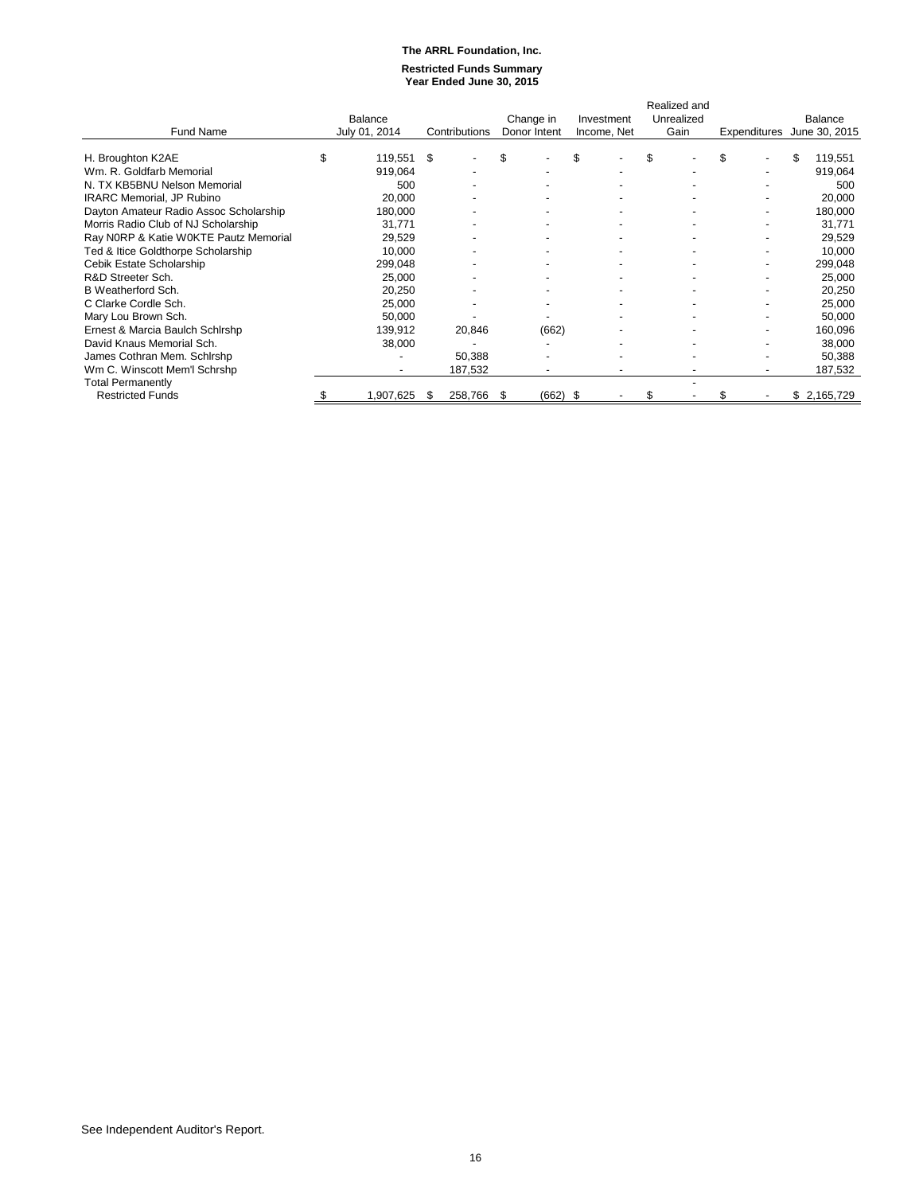**The ARRL Foundation, Inc.**

**Restricted Funds Summary**
**Year Ended June 30, 2015**

| Fund Name | Balance July 01, 2014 | Contributions | Change in Donor Intent | Investment Income, Net | Realized and Unrealized Gain | Expenditures | Balance June 30, 2015 |
|---|---|---|---|---|---|---|---|
| H. Broughton K2AE | $ 119,551 | $ - | $ - | $ - | $ - | $ - | $ 119,551 |
| Wm. R. Goldfarb Memorial | 919,064 | - | - | - | - | - | 919,064 |
| N. TX KB5BNU Nelson Memorial | 500 | - | - | - | - | - | 500 |
| IRARC Memorial, JP Rubino | 20,000 | - | - | - | - | - | 20,000 |
| Dayton Amateur Radio Assoc Scholarship | 180,000 | - | - | - | - | - | 180,000 |
| Morris Radio Club of NJ Scholarship | 31,771 | - | - | - | - | - | 31,771 |
| Ray N0RP & Katie W0KTE Pautz Memorial | 29,529 | - | - | - | - | - | 29,529 |
| Ted & Itice Goldthorpe Scholarship | 10,000 | - | - | - | - | - | 10,000 |
| Cebik Estate Scholarship | 299,048 | - | - | - | - | - | 299,048 |
| R&D Streeter Sch. | 25,000 | - | - | - | - | - | 25,000 |
| B Weatherford Sch. | 20,250 | - | - | - | - | - | 20,250 |
| C Clarke Cordle Sch. | 25,000 | - | - | - | - | - | 25,000 |
| Mary Lou Brown Sch. | 50,000 | - | - | - | - | - | 50,000 |
| Ernest & Marcia Baulch Schlrshp | 139,912 | 20,846 | (662) | - | - | - | 160,096 |
| David Knaus Memorial Sch. | 38,000 | - | - | - | - | - | 38,000 |
| James Cothran Mem. Schlrshp | - | 50,388 | - | - | - | - | 50,388 |
| Wm C. Winscott Mem'l Schrshp | - | 187,532 | - | - | - | - | 187,532 |
| Total Permanently Restricted Funds | $ 1,907,625 | $ 258,766 | $ (662) | $ - | $ - | $ - | $ 2,165,729 |

See Independent Auditor's Report.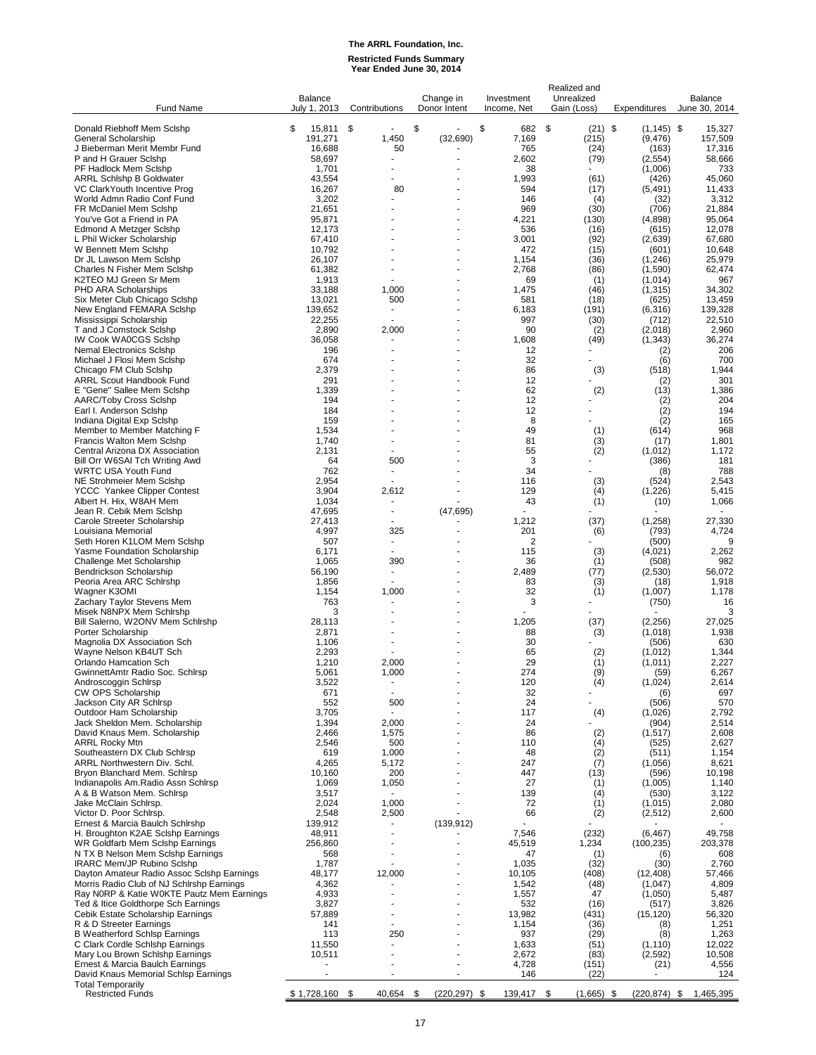# The ARRL Foundation, Inc.

## Restricted Funds Summary
### Year Ended June 30, 2014

| Fund Name | Balance July 1, 2013 | Contributions | Change in Donor Intent | Investment Income, Net | Realized and Unrealized Gain (Loss) | Expenditures | Balance June 30, 2014 |
|---|---|---|---|---|---|---|---|
| Donald Riebhoff Mem Sclshp | $ 15,811 | $ - | $ - | $ 682 | $ (21) | $ (1,145) | $ 15,327 |
| General Scholarship | 191,271 | 1,450 | (32,690) | 7,169 | (215) | (9,476) | 157,509 |
| J Bieberman Merit Membr Fund | 16,688 | 50 | - | 765 | (24) | (163) | 17,316 |
| P and H Grauer Sclshp | 58,697 | - | - | 2,602 | (79) | (2,554) | 58,666 |
| PF Hadlock Mem Sclshp | 1,701 | - | - | 38 | - | (1,006) | 733 |
| ARRL Schlshp B Goldwater | 43,554 | - | - | 1,993 | (61) | (426) | 45,060 |
| VC ClarkYouth Incentive Prog | 16,267 | 80 | - | 594 | (17) | (5,491) | 11,433 |
| World Admn Radio Conf Fund | 3,202 | - | - | 146 | (4) | (32) | 3,312 |
| FR McDaniel Mem Sclshp | 21,651 | - | - | 969 | (30) | (706) | 21,884 |
| You've Got a Friend in PA | 95,871 | - | - | 4,221 | (130) | (4,898) | 95,064 |
| Edmond A Metzger Sclshp | 12,173 | - | - | 536 | (16) | (615) | 12,078 |
| L Phil Wicker Scholarship | 67,410 | - | - | 3,001 | (92) | (2,639) | 67,680 |
| W Bennett Mem Sclshp | 10,792 | - | - | 472 | (15) | (601) | 10,648 |
| Dr JL Lawson Mem Sclshp | 26,107 | - | - | 1,154 | (36) | (1,246) | 25,979 |
| Charles N Fisher Mem Sclshp | 61,382 | - | - | 2,768 | (86) | (1,590) | 62,474 |
| K2TEO MJ Green Sr Mem | 1,913 | - | - | 69 | (1) | (1,014) | 967 |
| PHD ARA Scholarships | 33,188 | 1,000 | - | 1,475 | (46) | (1,315) | 34,302 |
| Six Meter Club Chicago Sclshp | 13,021 | 500 | - | 581 | (18) | (625) | 13,459 |
| New England FEMARA Sclshp | 139,652 | - | - | 6,183 | (191) | (6,316) | 139,328 |
| Mississippi Scholarship | 22,255 | - | - | 997 | (30) | (712) | 22,510 |
| T and J Comstock Sclshp | 2,890 | 2,000 | - | 90 | (2) | (2,018) | 2,960 |
| IW Cook WA0CGS Sclshp | 36,058 | - | - | 1,608 | (49) | (1,343) | 36,274 |
| Nemal Electronics Sclshp | 196 | - | - | 12 | - | (2) | 206 |
| Michael J Flosi Mem Sclshp | 674 | - | - | 32 | - | (6) | 700 |
| Chicago FM Club Sclshp | 2,379 | - | - | 86 | (3) | (518) | 1,944 |
| ARRL Scout Handbook Fund | 291 | - | - | 12 | - | (2) | 301 |
| E "Gene" Sallee Mem Sclshp | 1,339 | - | - | 62 | (2) | (13) | 1,386 |
| AARC/Toby Cross Sclshp | 194 | - | - | 12 | - | (2) | 204 |
| Earl I. Anderson Sclshp | 184 | - | - | 12 | - | (2) | 194 |
| Indiana Digital Exp Sclshp | 159 | - | - | 8 | - | (2) | 165 |
| Member to Member Matching F | 1,534 | - | - | 49 | (1) | (614) | 968 |
| Francis Walton Mem Sclshp | 1,740 | - | - | 81 | (3) | (17) | 1,801 |
| Central Arizona DX Association | 2,131 | - | - | 55 | (2) | (1,012) | 1,172 |
| Bill Orr W6SAI Tch Writing Awd | 64 | 500 | - | 3 | - | (386) | 181 |
| WRTC USA Youth Fund | 762 | - | - | 34 | - | (8) | 788 |
| NE Strohmeier Mem Sclshp | 2,954 | - | - | 116 | (3) | (524) | 2,543 |
| YCCC Yankee Clipper Contest | 3,904 | 2,612 | - | 129 | (4) | (1,226) | 5,415 |
| Albert H. Hix, W8AH Mem | 1,034 | - | - | 43 | (1) | (10) | 1,066 |
| Jean R. Cebik Mem Sclshp | 47,695 | - | (47,695) | - | - | - | - |
| Carole Streeter Scholarship | 27,413 | - | - | 1,212 | (37) | (1,258) | 27,330 |
| Louisiana Memorial | 4,997 | 325 | - | 201 | (6) | (793) | 4,724 |
| Seth Horen K1LOM Mem Sclshp | 507 | - | - | 2 | - | (500) | 9 |
| Yasme Foundation Scholarship | 6,171 | - | - | 115 | (3) | (4,021) | 2,262 |
| Challenge Met Scholarship | 1,065 | 390 | - | 36 | (1) | (508) | 982 |
| Bendrickson Scholarship | 56,190 | - | - | 2,489 | (77) | (2,530) | 56,072 |
| Peoria Area ARC Schlrshp | 1,856 | - | - | 83 | (3) | (18) | 1,918 |
| Wagner K3OMI | 1,154 | 1,000 | - | 32 | (1) | (1,007) | 1,178 |
| Zachary Taylor Stevens Mem | 763 | - | - | 3 | - | (750) | 16 |
| Misek N8NPX Mem Schlrshp | 3 | - | - | - | - | - | 3 |
| Bill Salerno, W2ONV Mem Schlrshp | 28,113 | - | - | 1,205 | (37) | (2,256) | 27,025 |
| Porter Scholarship | 2,871 | - | - | 88 | (3) | (1,018) | 1,938 |
| Magnolia DX Association Sch | 1,106 | - | - | 30 | - | (506) | 630 |
| Wayne Nelson KB4UT Sch | 2,293 | - | - | 65 | (2) | (1,012) | 1,344 |
| Orlando Hamcation Sch | 1,210 | 2,000 | - | 29 | (1) | (1,011) | 2,227 |
| GwinnettAmtr Radio Soc. Schlrsp | 5,061 | 1,000 | - | 274 | (9) | (59) | 6,267 |
| Androscoggin Schlrsp | 3,522 | - | - | 120 | (4) | (1,024) | 2,614 |
| CW OPS Scholarship | 671 | - | - | 32 | - | (6) | 697 |
| Jackson City AR Schlrsp | 552 | 500 | - | 24 | - | (506) | 570 |
| Outdoor Ham Scholarship | 3,705 | - | - | 117 | (4) | (1,026) | 2,792 |
| Jack Sheldon Mem. Scholarship | 1,394 | 2,000 | - | 24 | - | (904) | 2,514 |
| David Knaus Mem. Scholarship | 2,466 | 1,575 | - | 86 | (2) | (1,517) | 2,608 |
| ARRL Rocky Mtn | 2,546 | 500 | - | 110 | (4) | (525) | 2,627 |
| Southeastern DX Club Schlrsp | 619 | 1,000 | - | 48 | (2) | (511) | 1,154 |
| ARRL Northwestern Div. Schl. | 4,265 | 5,172 | - | 247 | (7) | (1,056) | 8,621 |
| Bryon Blanchard Mem. Schlrsp | 10,160 | 200 | - | 447 | (13) | (596) | 10,198 |
| Indianapolis Am.Radio Assn Schlrsp | 1,069 | 1,050 | - | 27 | (1) | (1,005) | 1,140 |
| A & B Watson Mem. Schlrsp | 3,517 | - | - | 139 | (4) | (530) | 3,122 |
| Jake McClain Schlrsp. | 2,024 | 1,000 | - | 72 | (1) | (1,015) | 2,080 |
| Victor D. Poor Schlrsp. | 2,548 | 2,500 | - | 66 | (2) | (2,512) | 2,600 |
| Ernest & Marcia Baulch Schlrshp | 139,912 | - | (139,912) | - | - | - | - |
| H. Broughton K2AE Sclshp Earnings | 48,911 | - | - | 7,546 | (232) | (6,467) | 49,758 |
| WR Goldfarb Mem Sclshp Earnings | 256,860 | - | - | 45,519 | 1,234 | (100,235) | 203,378 |
| N TX B Nelson Mem Sclshp Earnings | 568 | - | - | 47 | (1) | (6) | 608 |
| IRARC Mem/JP Rubino Sclshp | 1,787 | - | - | 1,035 | (32) | (30) | 2,760 |
| Dayton Amateur Radio Assoc Sclshp Earnings | 48,177 | 12,000 | - | 10,105 | (408) | (12,408) | 57,466 |
| Morris Radio Club of NJ Schlrshp Earnings | 4,362 | - | - | 1,542 | (48) | (1,047) | 4,809 |
| Ray N0RP & Katie W0KTE Pautz Mem Earnings | 4,933 | - | - | 1,557 | 47 | (1,050) | 5,487 |
| Ted & Itice Goldthorpe Sch Earnings | 3,827 | - | - | 532 | (16) | (517) | 3,826 |
| Cebik Estate Scholarship Earnings | 57,889 | - | - | 13,982 | (431) | (15,120) | 56,320 |
| R & D Streeter Earnings | 141 | - | - | 1,154 | (36) | (8) | 1,251 |
| B Weatherford Schlsp Earnings | 113 | 250 | - | 937 | (29) | (8) | 1,263 |
| C Clark Cordle Schlshp Earnings | 11,550 | - | - | 1,633 | (51) | (1,110) | 12,022 |
| Mary Lou Brown Schlshp Earnings | 10,511 | - | - | 2,672 | (83) | (2,592) | 10,508 |
| Ernest & Marcia Baulch Earnings | - | - | - | 4,728 | (151) | (21) | 4,556 |
| David Knaus Memorial Schlsp Earnings | - | - | - | 146 | (22) | - | 124 |
| Total Temporarily Restricted Funds | $ 1,728,160 | $ 40,654 | $ (220,297) | $ 139,417 | $ (1,665) | $ (220,874) | $ 1,465,395 |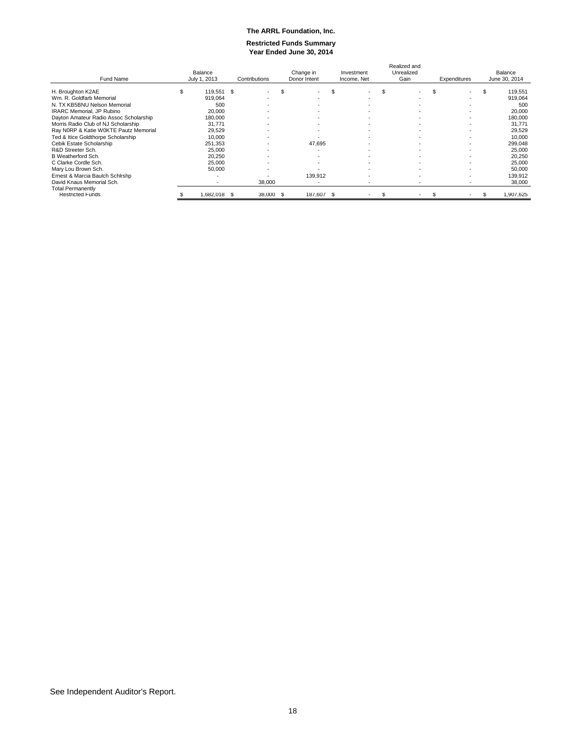# The ARRL Foundation, Inc.

## Restricted Funds Summary
## Year Ended June 30, 2014

| Fund Name | Balance July 1, 2013 | Contributions | Change in Donor Intent | Investment Income, Net | Realized and Unrealized Gain | Expenditures | Balance June 30, 2014 |
|---|---|---|---|---|---|---|---|
| H. Broughton K2AE | $ 119,551 | $ - | $ - | $ - | $ - | $ - | $ 119,551 |
| Wm. R. Goldfarb Memorial | 919,064 | - | - | - | - | - | 919,064 |
| N. TX KB5BNU Nelson Memorial | 500 | - | - | - | - | - | 500 |
| IRARC Memorial, JP Rubino | 20,000 | - | - | - | - | - | 20,000 |
| Dayton Amateur Radio Assoc Scholarship | 180,000 | - | - | - | - | - | 180,000 |
| Morris Radio Club of NJ Scholarship | 31,771 | - | - | - | - | - | 31,771 |
| Ray N0RP & Katie W0KTE Pautz Memorial | 29,529 | - | - | - | - | - | 29,529 |
| Ted & Itice Goldthorpe Scholarship | 10,000 | - | - | - | - | - | 10,000 |
| Cebik Estate Scholarship | 251,353 | - | 47,695 | - | - | - | 299,048 |
| R&D Streeter Sch. | 25,000 | - | - | - | - | - | 25,000 |
| B Weatherford Sch. | 20,250 | - | - | - | - | - | 20,250 |
| C Clarke Cordle Sch. | 25,000 | - | - | - | - | - | 25,000 |
| Mary Lou Brown Sch. | 50,000 | - | - | - | - | - | 50,000 |
| Ernest & Marcia Baulch Schlrshp | - | - | 139,912 | - | - | - | 139,912 |
| David Knaus Memorial Sch. | - | 38,000 | - | - | - | - | 38,000 |
| Total Permanently Restricted Funds | $ 1,682,018 | $ 38,000 | $ 187,607 | $ - | $ - | $ - | $ 1,907,625 |

See Independent Auditor's Report.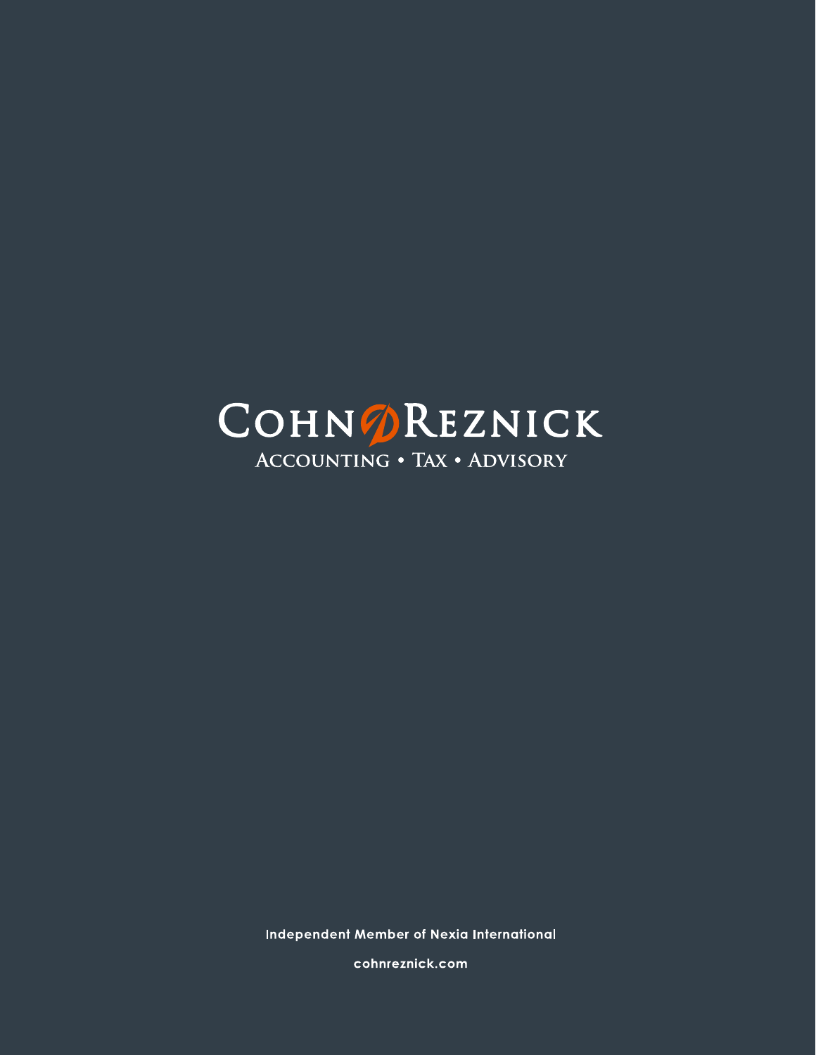COHNREZNICK

ACCOUNTING • TAX • ADVISORY

Independent Member of Nexia International

cohnreznick.com